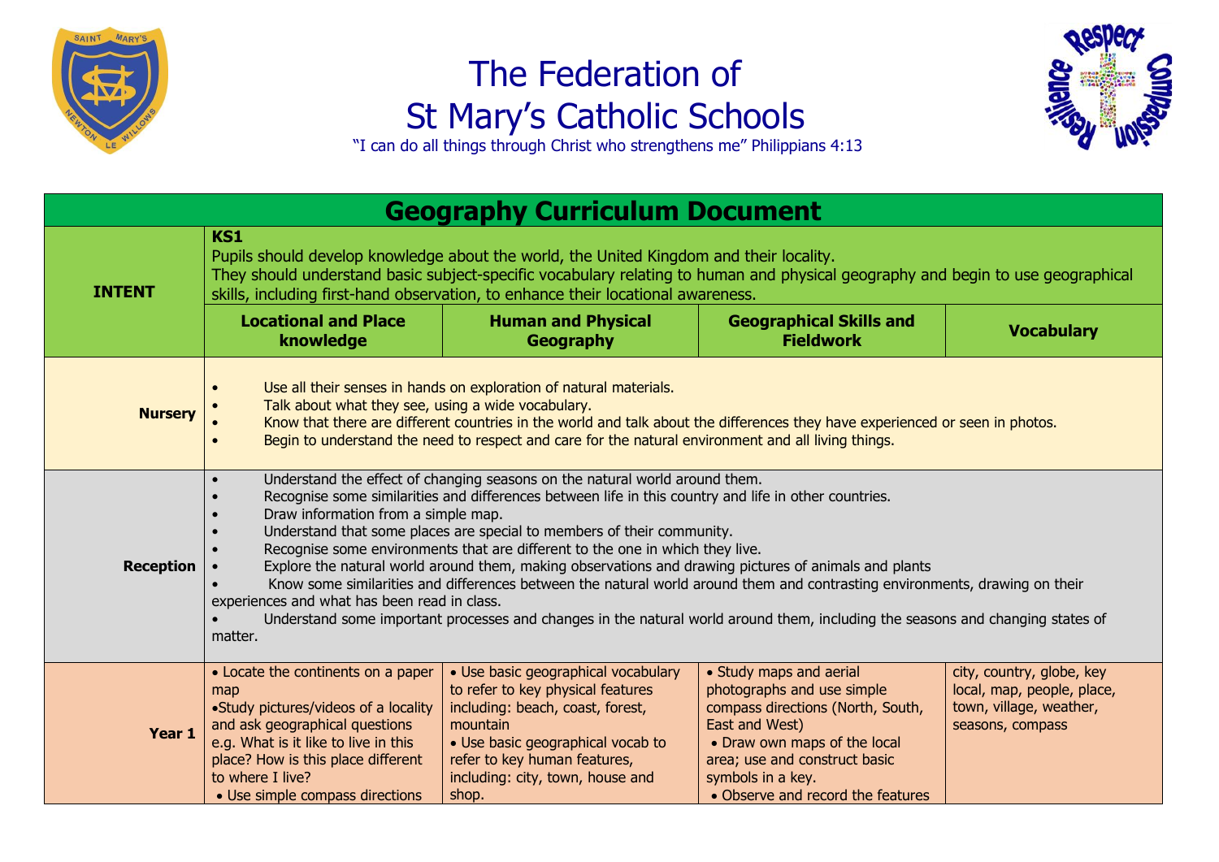# The Federation of St Mary's Catholic Schools

"I can do all things through Christ who strengthens me" Philippians 4:13

## Geography Curriculum Document

| INTENT | **KS1**<br>Pupils should develop knowledge about the world, the United Kingdom and their locality.<br>They should understand basic subject-specific vocabulary relating to human and physical geography and begin to use geographical skills, including first-hand observation, to enhance their locational awareness. | | | |
|---|---|---|---|---|
| | **Locational and Place knowledge** | **Human and Physical Geography** | **Geographical Skills and Fieldwork** | **Vocabulary** |
| **Nursery** | • Use all their senses in hands on exploration of natural materials.<br>• Talk about what they see, using a wide vocabulary.<br>• Know that there are different countries in the world and talk about the differences they have experienced or seen in photos.<br>• Begin to understand the need to respect and care for the natural environment and all living things. | | | |
| **Reception** | • Understand the effect of changing seasons on the natural world around them.<br>• Recognise some similarities and differences between life in this country and life in other countries.<br>• Draw information from a simple map.<br>• Understand that some places are special to members of their community.<br>• Recognise some environments that are different to the one in which they live.<br>• Explore the natural world around them, making observations and drawing pictures of animals and plants<br>• Know some similarities and differences between the natural world around them and contrasting environments, drawing on their experiences and what has been read in class.<br>• Understand some important processes and changes in the natural world around them, including the seasons and changing states of matter. | | | |
| **Year 1** | • Locate the continents on a paper map<br>•Study pictures/videos of a locality and ask geographical questions e.g. What is it like to live in this place? How is this place different to where I live?<br>• Use simple compass directions | • Use basic geographical vocabulary to refer to key physical features including: beach, coast, forest, mountain<br>• Use basic geographical vocab to refer to key human features, including: city, town, house and shop. | • Study maps and aerial photographs and use simple compass directions (North, South, East and West)<br>• Draw own maps of the local area; use and construct basic symbols in a key.<br>• Observe and record the features | city, country, globe, key local, map, people, place, town, village, weather, seasons, compass |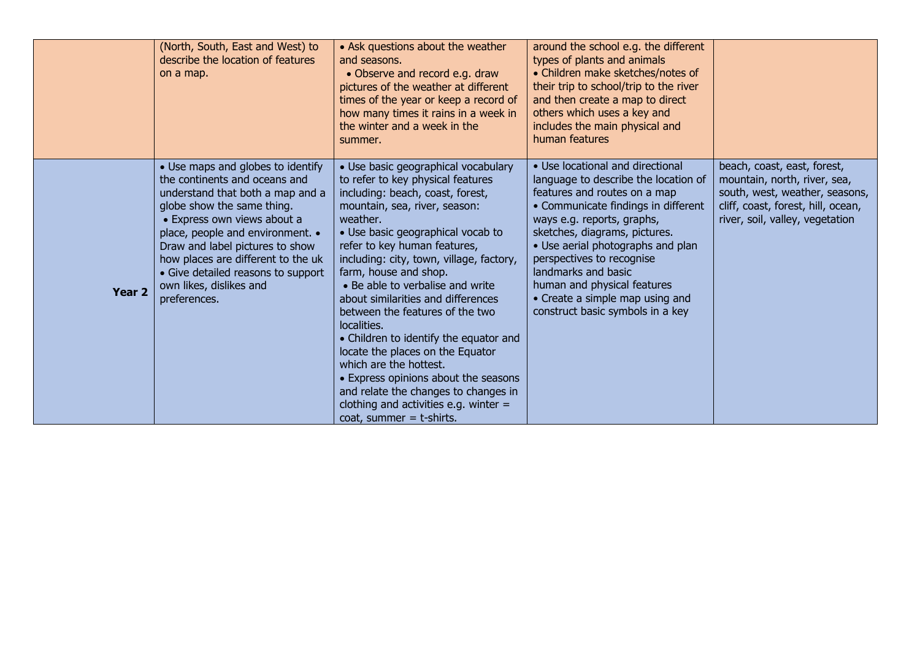| | | | | |
|---|---|---|---|---|
| | (North, South, East and West) to describe the location of features on a map. | • Ask questions about the weather and seasons.<br>• Observe and record e.g. draw pictures of the weather at different times of the year or keep a record of how many times it rains in a week in the winter and a week in the summer. | around the school e.g. the different types of plants and animals<br>• Children make sketches/notes of their trip to school/trip to the river and then create a map to direct others which uses a key and includes the main physical and human features | |
| **Year 2** | • Use maps and globes to identify the continents and oceans and understand that both a map and a globe show the same thing.<br>• Express own views about a place, people and environment. • Draw and label pictures to show how places are different to the uk<br>• Give detailed reasons to support own likes, dislikes and preferences. | • Use basic geographical vocabulary to refer to key physical features including: beach, coast, forest, mountain, sea, river, season: weather.<br>• Use basic geographical vocab to refer to key human features, including: city, town, village, factory, farm, house and shop.<br>• Be able to verbalise and write about similarities and differences between the features of the two localities.<br>• Children to identify the equator and locate the places on the Equator which are the hottest.<br>• Express opinions about the seasons and relate the changes to changes in clothing and activities e.g. winter = coat, summer = t-shirts. | • Use locational and directional language to describe the location of features and routes on a map<br>• Communicate findings in different ways e.g. reports, graphs, sketches, diagrams, pictures.<br>• Use aerial photographs and plan perspectives to recognise landmarks and basic human and physical features<br>• Create a simple map using and construct basic symbols in a key | beach, coast, east, forest, mountain, north, river, sea, south, west, weather, seasons, cliff, coast, forest, hill, ocean, river, soil, valley, vegetation |